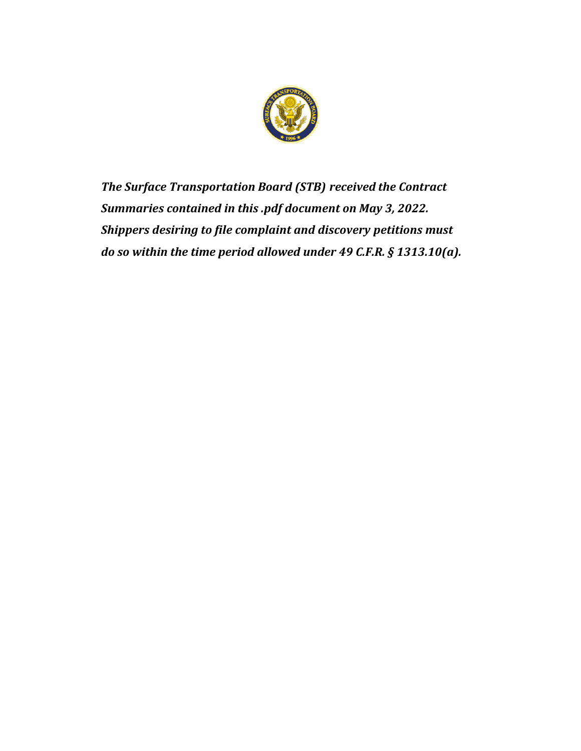***The Surface Transportation Board (STB) received the Contract Summaries contained in this .pdf document on May 3, 2022. Shippers desiring to file complaint and discovery petitions must do so within the time period allowed under 49 C.F.R. § 1313.10(a).***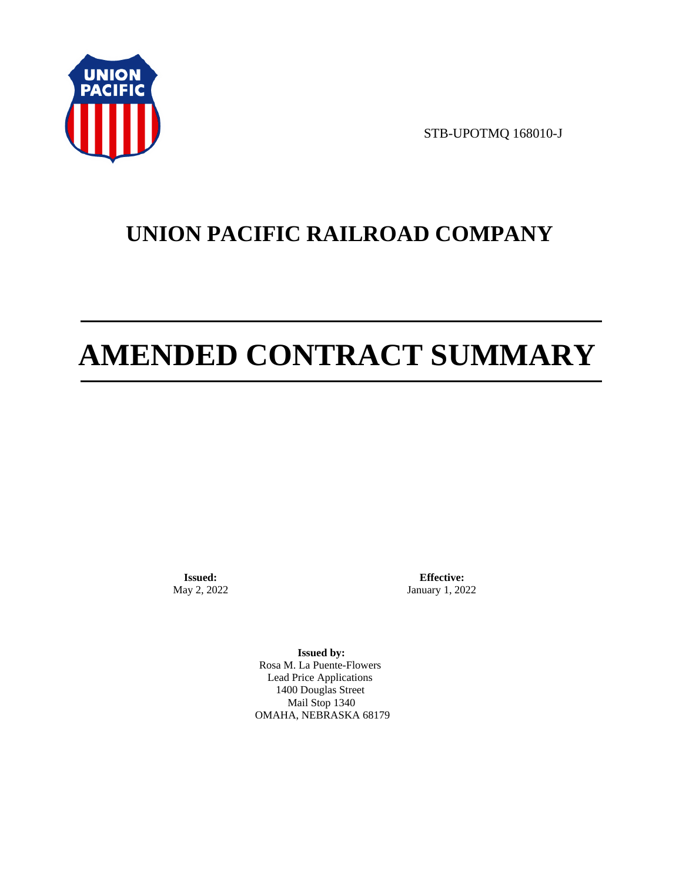STB-UPOTMQ 168010-J

# UNION PACIFIC RAILROAD COMPANY

# AMENDED CONTRACT SUMMARY

**Issued:**
May 2, 2022

**Effective:**
January 1, 2022

**Issued by:**
Rosa M. La Puente-Flowers
Lead Price Applications
1400 Douglas Street
Mail Stop 1340
OMAHA, NEBRASKA 68179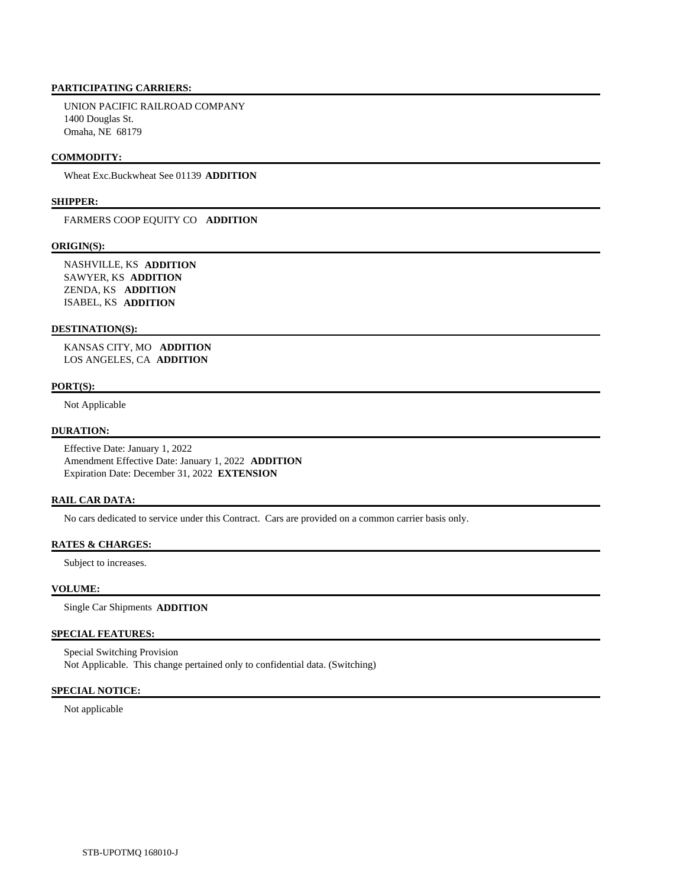**PARTICIPATING CARRIERS:**

UNION PACIFIC RAILROAD COMPANY
1400 Douglas St.
Omaha, NE 68179

**COMMODITY:**

Wheat Exc.Buckwheat See 01139 **ADDITION**

**SHIPPER:**

FARMERS COOP EQUITY CO **ADDITION**

**ORIGIN(S):**

NASHVILLE, KS **ADDITION**
SAWYER, KS **ADDITION**
ZENDA, KS **ADDITION**
ISABEL, KS **ADDITION**

**DESTINATION(S):**

KANSAS CITY, MO **ADDITION**
LOS ANGELES, CA **ADDITION**

**PORT(S):**

Not Applicable

**DURATION:**

Effective Date: January 1, 2022
Amendment Effective Date: January 1, 2022 **ADDITION**
Expiration Date: December 31, 2022 **EXTENSION**

**RAIL CAR DATA:**

No cars dedicated to service under this Contract. Cars are provided on a common carrier basis only.

**RATES & CHARGES:**

Subject to increases.

**VOLUME:**

Single Car Shipments **ADDITION**

**SPECIAL FEATURES:**

Special Switching Provision
Not Applicable. This change pertained only to confidential data. (Switching)

**SPECIAL NOTICE:**

Not applicable

STB-UPOTMQ 168010-J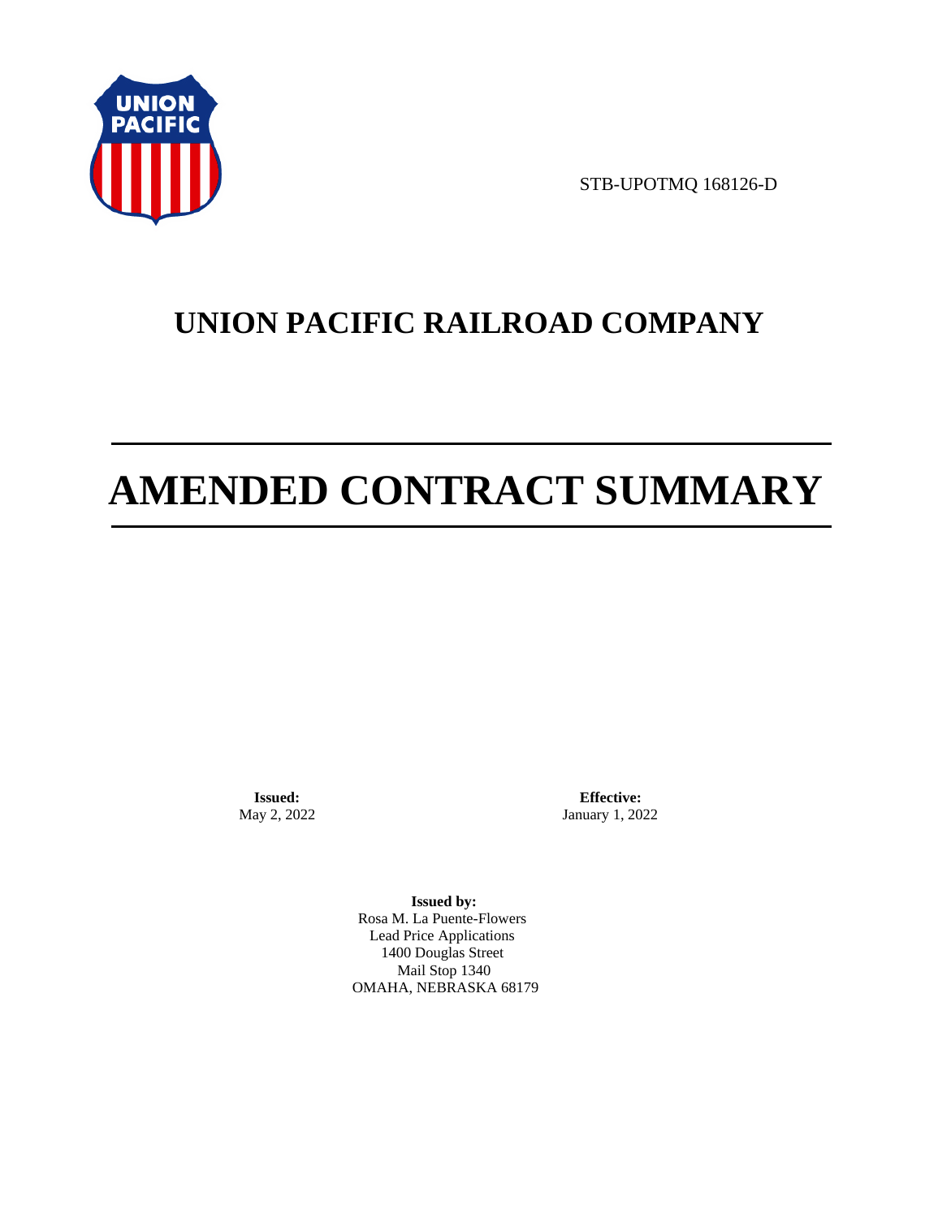STB-UPOTMQ 168126-D

# UNION PACIFIC RAILROAD COMPANY

# AMENDED CONTRACT SUMMARY

**Issued:**
May 2, 2022

**Effective:**
January 1, 2022

**Issued by:**
Rosa M. La Puente-Flowers
Lead Price Applications
1400 Douglas Street
Mail Stop 1340
OMAHA, NEBRASKA 68179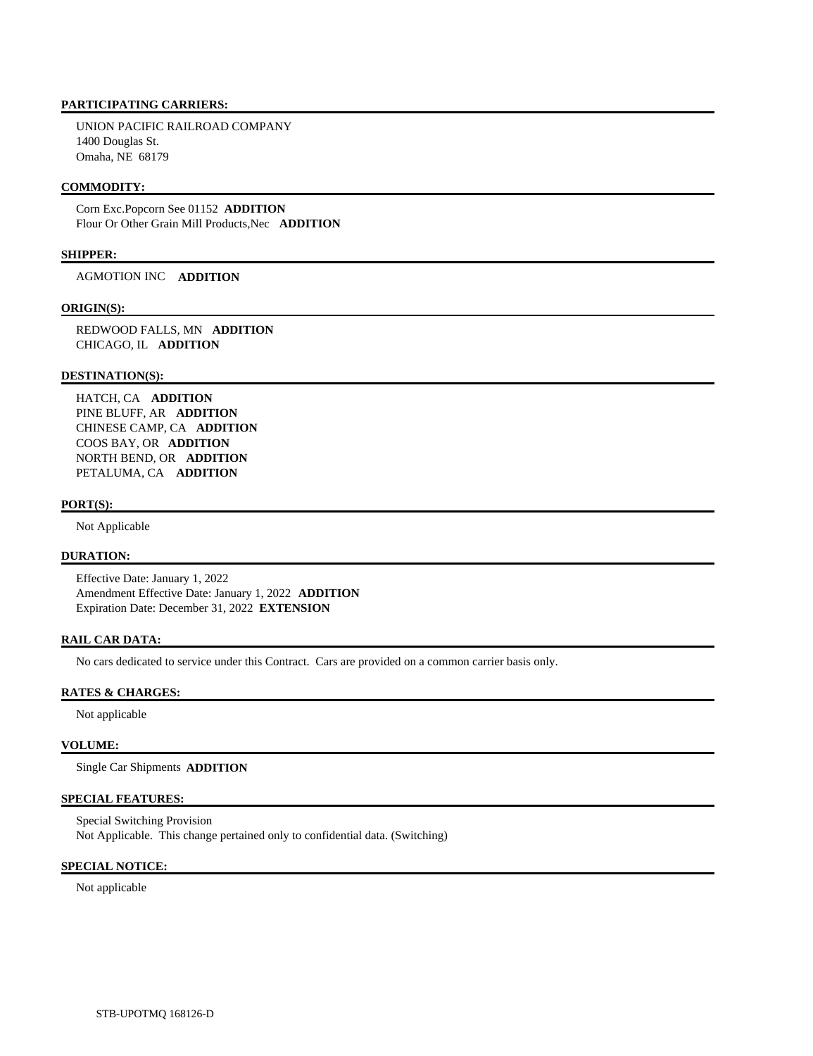**PARTICIPATING CARRIERS:**

UNION PACIFIC RAILROAD COMPANY
1400 Douglas St.
Omaha, NE 68179

**COMMODITY:**

Corn Exc.Popcorn See 01152 **ADDITION**
Flour Or Other Grain Mill Products,Nec **ADDITION**

**SHIPPER:**

AGMOTION INC **ADDITION**

**ORIGIN(S):**

REDWOOD FALLS, MN **ADDITION**
CHICAGO, IL **ADDITION**

**DESTINATION(S):**

HATCH, CA **ADDITION**
PINE BLUFF, AR **ADDITION**
CHINESE CAMP, CA **ADDITION**
COOS BAY, OR **ADDITION**
NORTH BEND, OR **ADDITION**
PETALUMA, CA **ADDITION**

**PORT(S):**

Not Applicable

**DURATION:**

Effective Date: January 1, 2022
Amendment Effective Date: January 1, 2022 **ADDITION**
Expiration Date: December 31, 2022 **EXTENSION**

**RAIL CAR DATA:**

No cars dedicated to service under this Contract. Cars are provided on a common carrier basis only.

**RATES & CHARGES:**

Not applicable

**VOLUME:**

Single Car Shipments **ADDITION**

**SPECIAL FEATURES:**

Special Switching Provision
Not Applicable. This change pertained only to confidential data. (Switching)

**SPECIAL NOTICE:**

Not applicable

STB-UPOTMQ 168126-D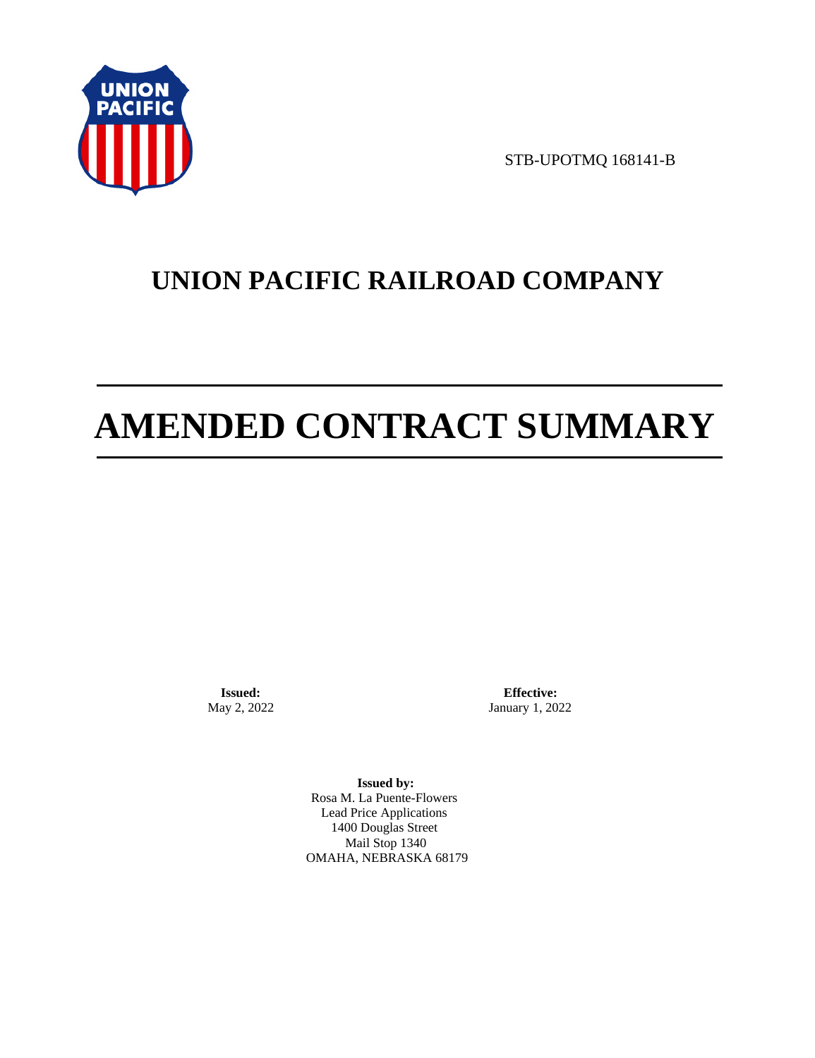STB-UPOTMQ 168141-B

# UNION PACIFIC RAILROAD COMPANY

# AMENDED CONTRACT SUMMARY

**Issued:**
May 2, 2022

**Effective:**
January 1, 2022

**Issued by:**
Rosa M. La Puente-Flowers
Lead Price Applications
1400 Douglas Street
Mail Stop 1340
OMAHA, NEBRASKA 68179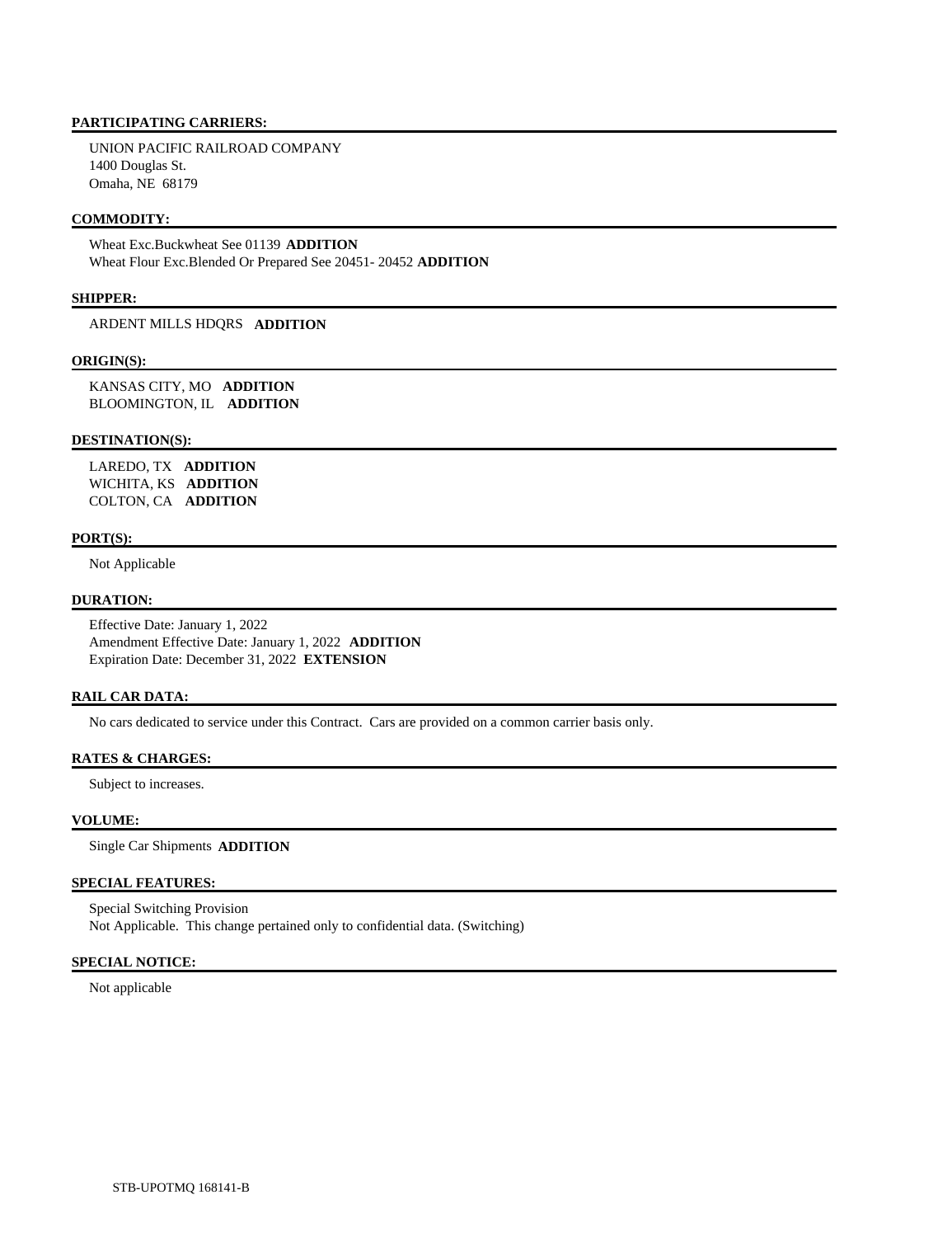**PARTICIPATING CARRIERS:**

UNION PACIFIC RAILROAD COMPANY
1400 Douglas St.
Omaha, NE 68179

**COMMODITY:**

Wheat Exc.Buckwheat See 01139 **ADDITION**
Wheat Flour Exc.Blended Or Prepared See 20451- 20452 **ADDITION**

**SHIPPER:**

ARDENT MILLS HDQRS **ADDITION**

**ORIGIN(S):**

KANSAS CITY, MO **ADDITION**
BLOOMINGTON, IL **ADDITION**

**DESTINATION(S):**

LAREDO, TX **ADDITION**
WICHITA, KS **ADDITION**
COLTON, CA **ADDITION**

**PORT(S):**

Not Applicable

**DURATION:**

Effective Date: January 1, 2022
Amendment Effective Date: January 1, 2022 **ADDITION**
Expiration Date: December 31, 2022 **EXTENSION**

**RAIL CAR DATA:**

No cars dedicated to service under this Contract. Cars are provided on a common carrier basis only.

**RATES & CHARGES:**

Subject to increases.

**VOLUME:**

Single Car Shipments **ADDITION**

**SPECIAL FEATURES:**

Special Switching Provision
Not Applicable. This change pertained only to confidential data. (Switching)

**SPECIAL NOTICE:**

Not applicable

STB-UPOTMQ 168141-B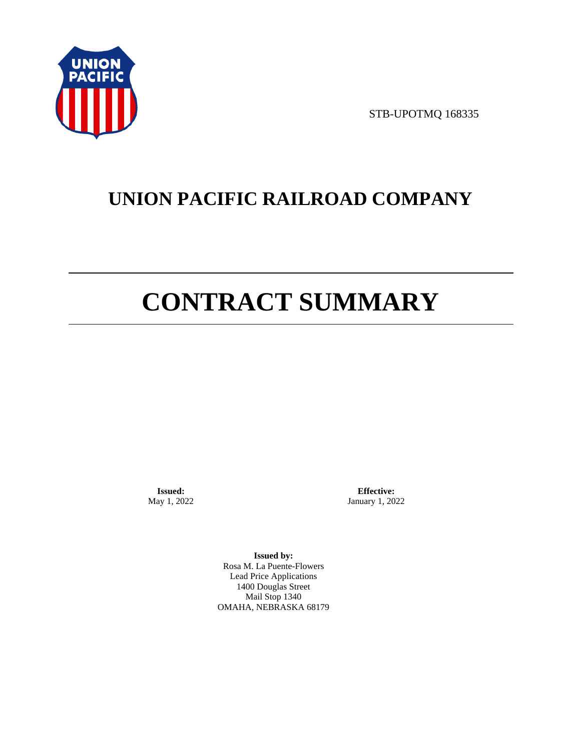STB-UPOTMQ 168335

# UNION PACIFIC RAILROAD COMPANY

# CONTRACT SUMMARY

**Issued:**
May 1, 2022

**Effective:**
January 1, 2022

**Issued by:**
Rosa M. La Puente-Flowers
Lead Price Applications
1400 Douglas Street
Mail Stop 1340
OMAHA, NEBRASKA 68179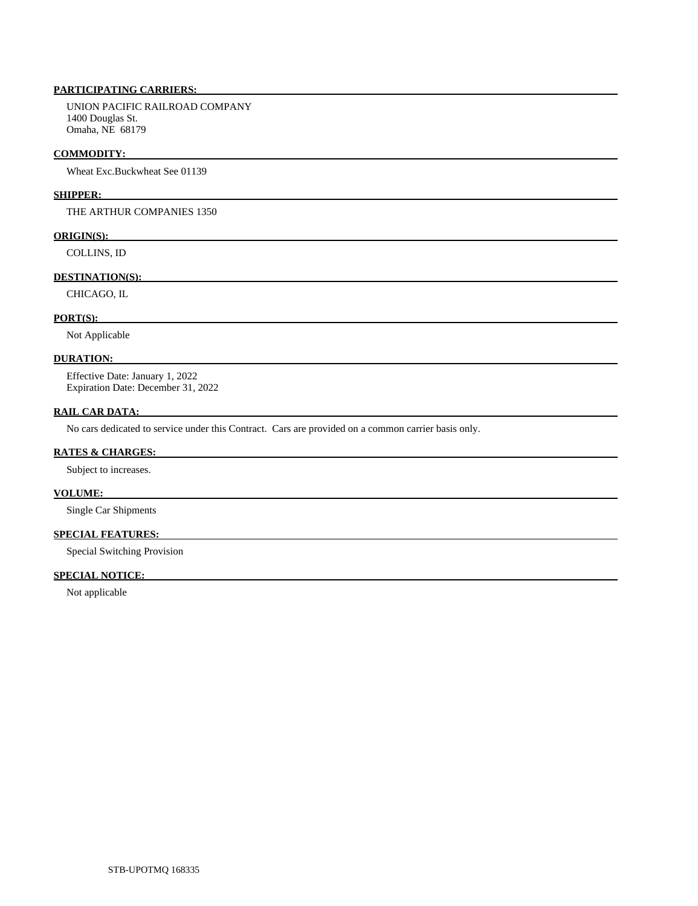**PARTICIPATING CARRIERS:**

UNION PACIFIC RAILROAD COMPANY
1400 Douglas St.
Omaha, NE 68179

**COMMODITY:**

Wheat Exc.Buckwheat See 01139

**SHIPPER:**

THE ARTHUR COMPANIES 1350

**ORIGIN(S):**

COLLINS, ID

**DESTINATION(S):**

CHICAGO, IL

**PORT(S):**

Not Applicable

**DURATION:**

Effective Date: January 1, 2022
Expiration Date: December 31, 2022

**RAIL CAR DATA:**

No cars dedicated to service under this Contract. Cars are provided on a common carrier basis only.

**RATES & CHARGES:**

Subject to increases.

**VOLUME:**

Single Car Shipments

**SPECIAL FEATURES:**

Special Switching Provision

**SPECIAL NOTICE:**

Not applicable

STB-UPOTMQ 168335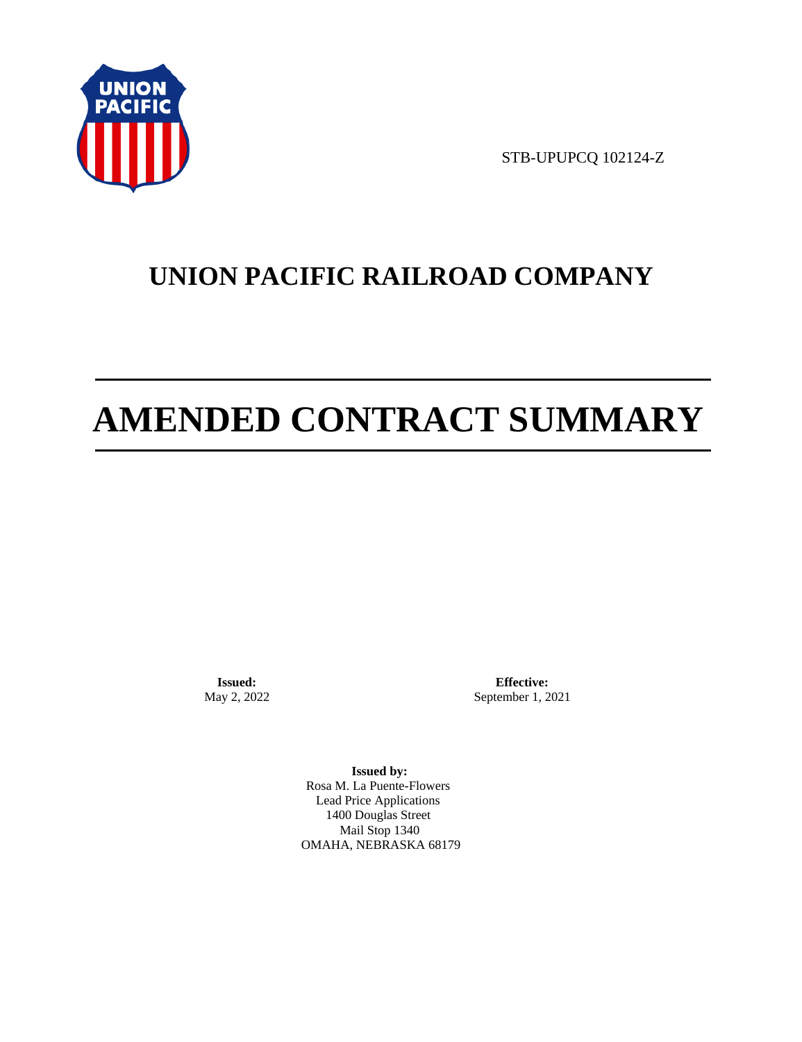STB-UPUPCQ 102124-Z

# UNION PACIFIC RAILROAD COMPANY

# AMENDED CONTRACT SUMMARY

**Issued:**
May 2, 2022

**Effective:**
September 1, 2021

**Issued by:**
Rosa M. La Puente-Flowers
Lead Price Applications
1400 Douglas Street
Mail Stop 1340
OMAHA, NEBRASKA 68179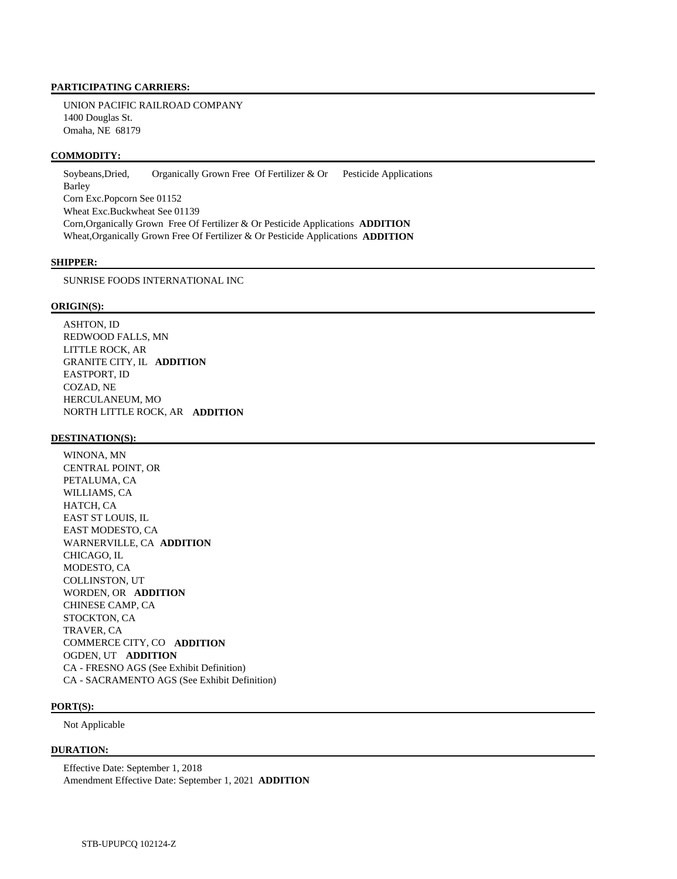**PARTICIPATING CARRIERS:**

UNION PACIFIC RAILROAD COMPANY
1400 Douglas St.
Omaha, NE 68179

**COMMODITY:**

Soybeans,Dried, Organically Grown Free Of Fertilizer & Or Pesticide Applications
Barley
Corn Exc.Popcorn See 01152
Wheat Exc.Buckwheat See 01139
Corn,Organically Grown Free Of Fertilizer & Or Pesticide Applications **ADDITION**
Wheat,Organically Grown Free Of Fertilizer & Or Pesticide Applications **ADDITION**

**SHIPPER:**

SUNRISE FOODS INTERNATIONAL INC

**ORIGIN(S):**

ASHTON, ID
REDWOOD FALLS, MN
LITTLE ROCK, AR
GRANITE CITY, IL **ADDITION**
EASTPORT, ID
COZAD, NE
HERCULANEUM, MO
NORTH LITTLE ROCK, AR **ADDITION**

**DESTINATION(S):**

WINONA, MN
CENTRAL POINT, OR
PETALUMA, CA
WILLIAMS, CA
HATCH, CA
EAST ST LOUIS, IL
EAST MODESTO, CA
WARNERVILLE, CA **ADDITION**
CHICAGO, IL
MODESTO, CA
COLLINSTON, UT
WORDEN, OR **ADDITION**
CHINESE CAMP, CA
STOCKTON, CA
TRAVER, CA
COMMERCE CITY, CO **ADDITION**
OGDEN, UT **ADDITION**
CA - FRESNO AGS (See Exhibit Definition)
CA - SACRAMENTO AGS (See Exhibit Definition)

**PORT(S):**

Not Applicable

**DURATION:**

Effective Date: September 1, 2018
Amendment Effective Date: September 1, 2021 **ADDITION**

STB-UPUPCQ 102124-Z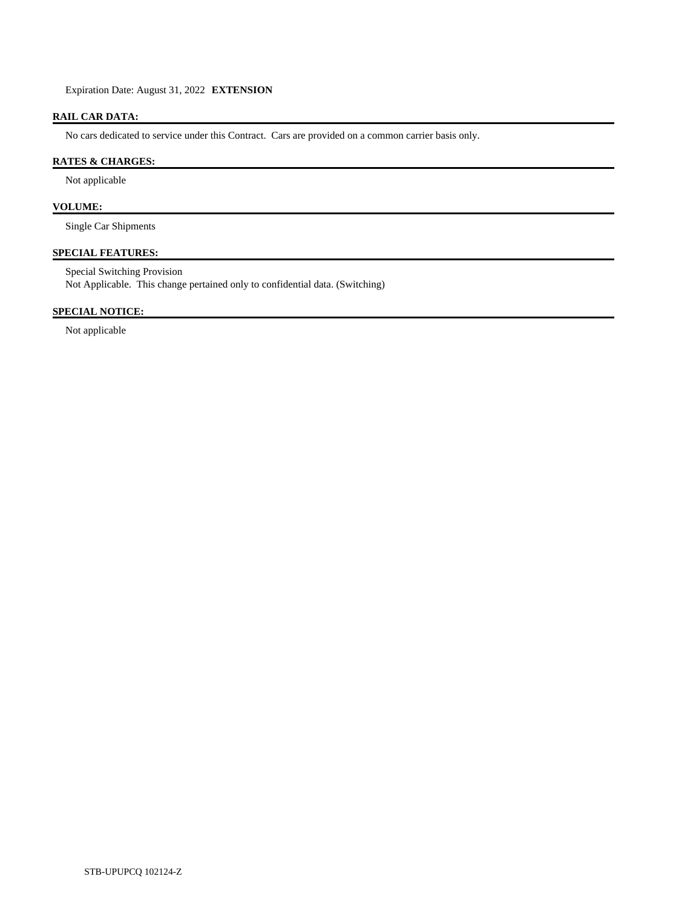Expiration Date: August 31, 2022 **EXTENSION**

## RAIL CAR DATA:

No cars dedicated to service under this Contract. Cars are provided on a common carrier basis only.

## RATES & CHARGES:

Not applicable

## VOLUME:

Single Car Shipments

## SPECIAL FEATURES:

Special Switching Provision
Not Applicable. This change pertained only to confidential data. (Switching)

## SPECIAL NOTICE:

Not applicable

STB-UPUPCQ 102124-Z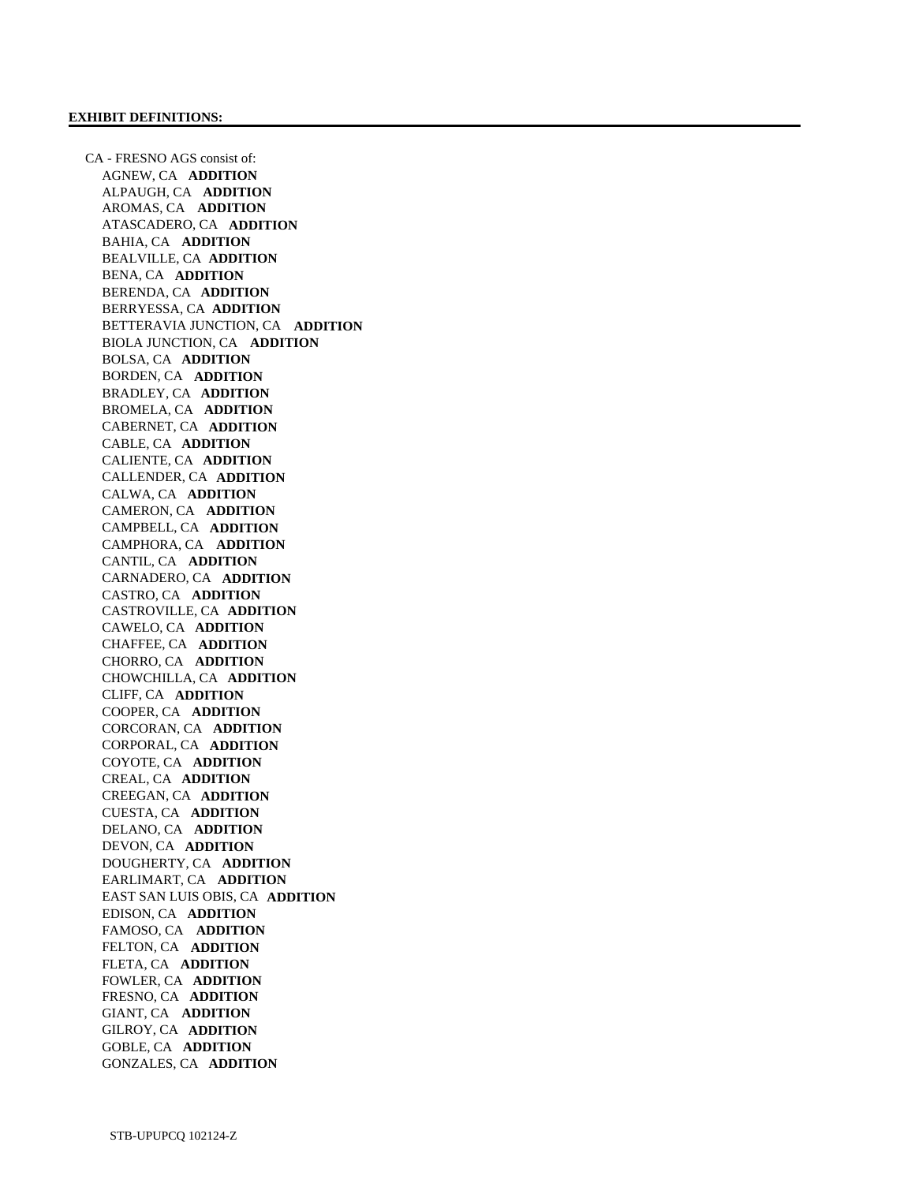**EXHIBIT DEFINITIONS:**

CA - FRESNO AGS consist of:

- AGNEW, CA **ADDITION**
- ALPAUGH, CA **ADDITION**
- AROMAS, CA **ADDITION**
- ATASCADERO, CA **ADDITION**
- BAHIA, CA **ADDITION**
- BEALVILLE, CA **ADDITION**
- BENA, CA **ADDITION**
- BERENDA, CA **ADDITION**
- BERRYESSA, CA **ADDITION**
- BETTERAVIA JUNCTION, CA **ADDITION**
- BIOLA JUNCTION, CA **ADDITION**
- BOLSA, CA **ADDITION**
- BORDEN, CA **ADDITION**
- BRADLEY, CA **ADDITION**
- BROMELA, CA **ADDITION**
- CABERNET, CA **ADDITION**
- CABLE, CA **ADDITION**
- CALIENTE, CA **ADDITION**
- CALLENDER, CA **ADDITION**
- CALWA, CA **ADDITION**
- CAMERON, CA **ADDITION**
- CAMPBELL, CA **ADDITION**
- CAMPHORA, CA **ADDITION**
- CANTIL, CA **ADDITION**
- CARNADERO, CA **ADDITION**
- CASTRO, CA **ADDITION**
- CASTROVILLE, CA **ADDITION**
- CAWELO, CA **ADDITION**
- CHAFFEE, CA **ADDITION**
- CHORRO, CA **ADDITION**
- CHOWCHILLA, CA **ADDITION**
- CLIFF, CA **ADDITION**
- COOPER, CA **ADDITION**
- CORCORAN, CA **ADDITION**
- CORPORAL, CA **ADDITION**
- COYOTE, CA **ADDITION**
- CREAL, CA **ADDITION**
- CREEGAN, CA **ADDITION**
- CUESTA, CA **ADDITION**
- DELANO, CA **ADDITION**
- DEVON, CA **ADDITION**
- DOUGHERTY, CA **ADDITION**
- EARLIMART, CA **ADDITION**
- EAST SAN LUIS OBIS, CA **ADDITION**
- EDISON, CA **ADDITION**
- FAMOSO, CA **ADDITION**
- FELTON, CA **ADDITION**
- FLETA, CA **ADDITION**
- FOWLER, CA **ADDITION**
- FRESNO, CA **ADDITION**
- GIANT, CA **ADDITION**
- GILROY, CA **ADDITION**
- GOBLE, CA **ADDITION**
- GONZALES, CA **ADDITION**

STB-UPUPCQ 102124-Z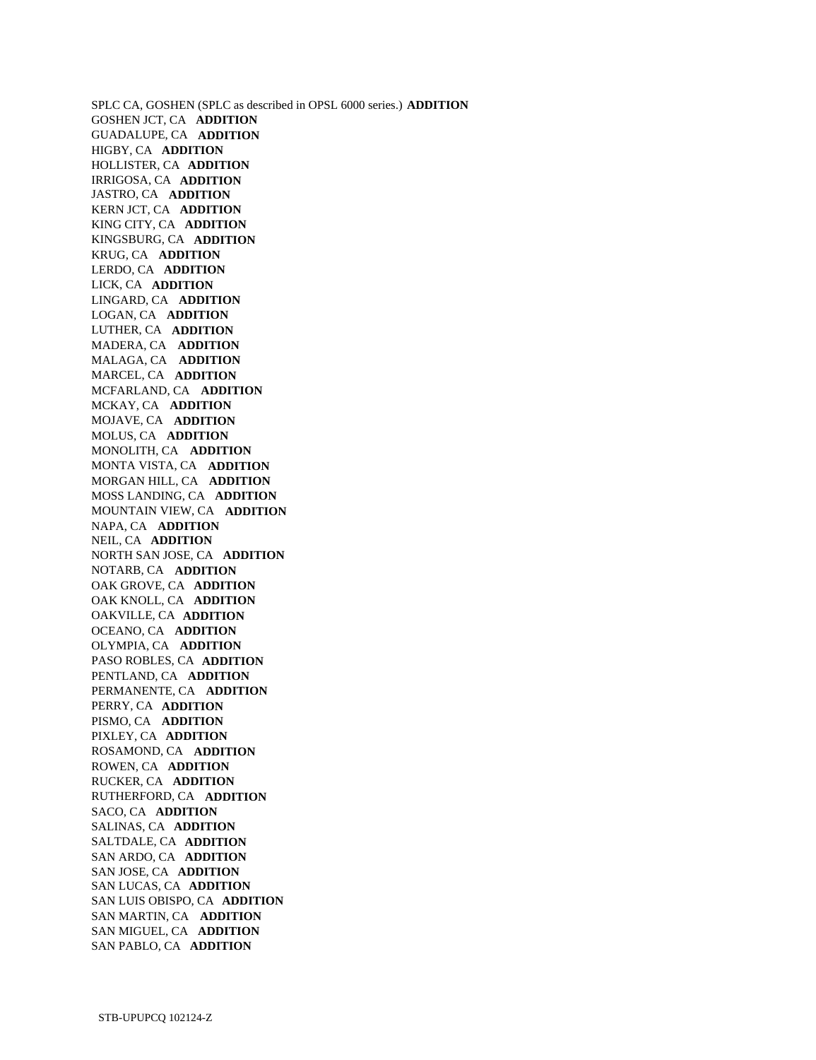SPLC CA, GOSHEN (SPLC as described in OPSL 6000 series.) **ADDITION**
GOSHEN JCT, CA **ADDITION**
GUADALUPE, CA **ADDITION**
HIGBY, CA **ADDITION**
HOLLISTER, CA **ADDITION**
IRRIGOSA, CA **ADDITION**
JASTRO, CA **ADDITION**
KERN JCT, CA **ADDITION**
KING CITY, CA **ADDITION**
KINGSBURG, CA **ADDITION**
KRUG, CA **ADDITION**
LERDO, CA **ADDITION**
LICK, CA **ADDITION**
LINGARD, CA **ADDITION**
LOGAN, CA **ADDITION**
LUTHER, CA **ADDITION**
MADERA, CA **ADDITION**
MALAGA, CA **ADDITION**
MARCEL, CA **ADDITION**
MCFARLAND, CA **ADDITION**
MCKAY, CA **ADDITION**
MOJAVE, CA **ADDITION**
MOLUS, CA **ADDITION**
MONOLITH, CA **ADDITION**
MONTA VISTA, CA **ADDITION**
MORGAN HILL, CA **ADDITION**
MOSS LANDING, CA **ADDITION**
MOUNTAIN VIEW, CA **ADDITION**
NAPA, CA **ADDITION**
NEIL, CA **ADDITION**
NORTH SAN JOSE, CA **ADDITION**
NOTARB, CA **ADDITION**
OAK GROVE, CA **ADDITION**
OAK KNOLL, CA **ADDITION**
OAKVILLE, CA **ADDITION**
OCEANO, CA **ADDITION**
OLYMPIA, CA **ADDITION**
PASO ROBLES, CA **ADDITION**
PENTLAND, CA **ADDITION**
PERMANENTE, CA **ADDITION**
PERRY, CA **ADDITION**
PISMO, CA **ADDITION**
PIXLEY, CA **ADDITION**
ROSAMOND, CA **ADDITION**
ROWEN, CA **ADDITION**
RUCKER, CA **ADDITION**
RUTHERFORD, CA **ADDITION**
SACO, CA **ADDITION**
SALINAS, CA **ADDITION**
SALTDALE, CA **ADDITION**
SAN ARDO, CA **ADDITION**
SAN JOSE, CA **ADDITION**
SAN LUCAS, CA **ADDITION**
SAN LUIS OBISPO, CA **ADDITION**
SAN MARTIN, CA **ADDITION**
SAN MIGUEL, CA **ADDITION**
SAN PABLO, CA **ADDITION**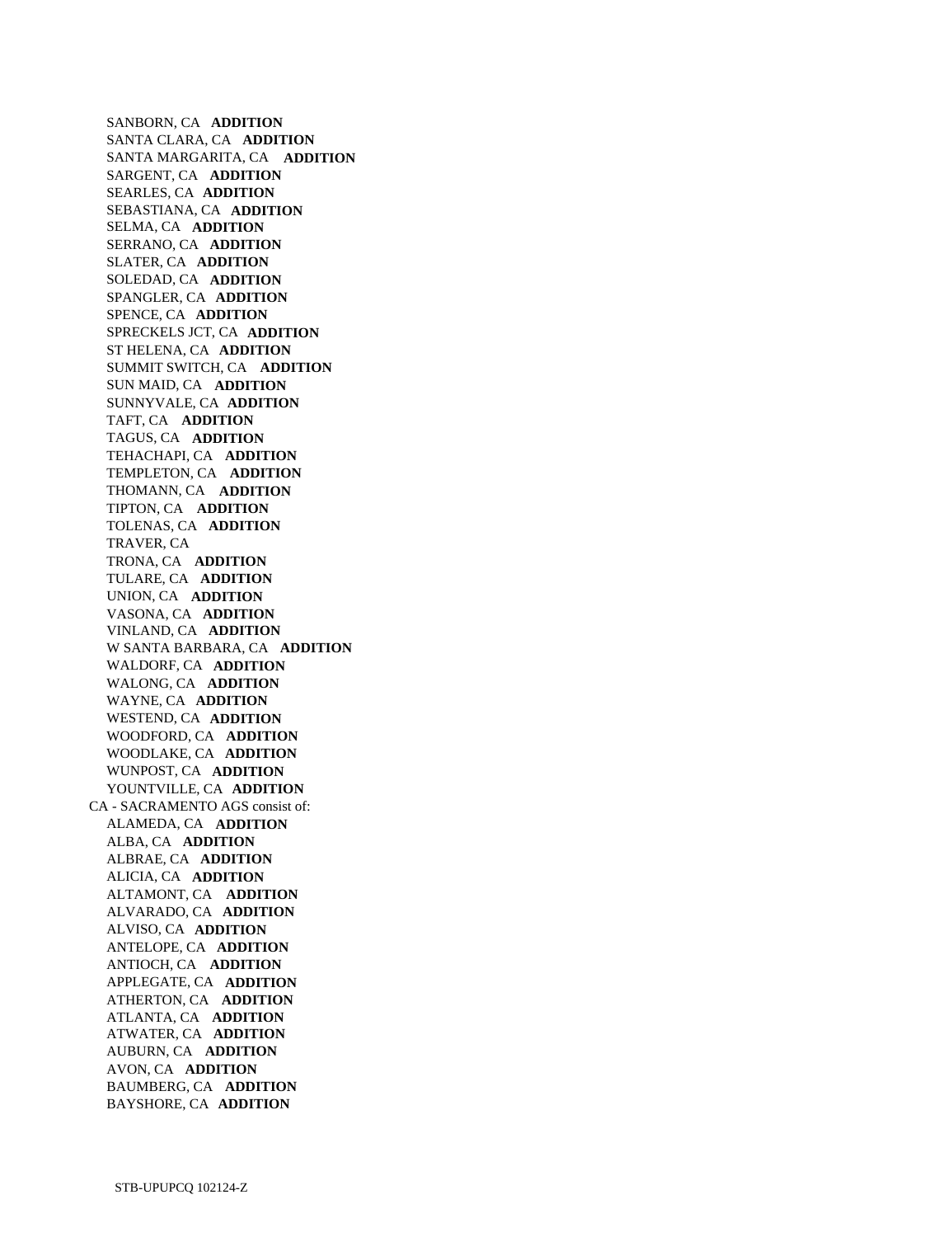SANBORN, CA **ADDITION**
SANTA CLARA, CA **ADDITION**
SANTA MARGARITA, CA **ADDITION**
SARGENT, CA **ADDITION**
SEARLES, CA **ADDITION**
SEBASTIANA, CA **ADDITION**
SELMA, CA **ADDITION**
SERRANO, CA **ADDITION**
SLATER, CA **ADDITION**
SOLEDAD, CA **ADDITION**
SPANGLER, CA **ADDITION**
SPENCE, CA **ADDITION**
SPRECKELS JCT, CA **ADDITION**
ST HELENA, CA **ADDITION**
SUMMIT SWITCH, CA **ADDITION**
SUN MAID, CA **ADDITION**
SUNNYVALE, CA **ADDITION**
TAFT, CA **ADDITION**
TAGUS, CA **ADDITION**
TEHACHAPI, CA **ADDITION**
TEMPLETON, CA **ADDITION**
THOMANN, CA **ADDITION**
TIPTON, CA **ADDITION**
TOLENAS, CA **ADDITION**
TRAVER, CA
TRONA, CA **ADDITION**
TULARE, CA **ADDITION**
UNION, CA **ADDITION**
VASONA, CA **ADDITION**
VINLAND, CA **ADDITION**
W SANTA BARBARA, CA **ADDITION**
WALDORF, CA **ADDITION**
WALONG, CA **ADDITION**
WAYNE, CA **ADDITION**
WESTEND, CA **ADDITION**
WOODFORD, CA **ADDITION**
WOODLAKE, CA **ADDITION**
WUNPOST, CA **ADDITION**
YOUNTVILLE, CA **ADDITION**

CA - SACRAMENTO AGS consist of:

ALAMEDA, CA **ADDITION**
ALBA, CA **ADDITION**
ALBRAE, CA **ADDITION**
ALICIA, CA **ADDITION**
ALTAMONT, CA **ADDITION**
ALVARADO, CA **ADDITION**
ALVISO, CA **ADDITION**
ANTELOPE, CA **ADDITION**
ANTIOCH, CA **ADDITION**
APPLEGATE, CA **ADDITION**
ATHERTON, CA **ADDITION**
ATLANTA, CA **ADDITION**
ATWATER, CA **ADDITION**
AUBURN, CA **ADDITION**
AVON, CA **ADDITION**
BAUMBERG, CA **ADDITION**
BAYSHORE, CA **ADDITION**

STB-UPUPCQ 102124-Z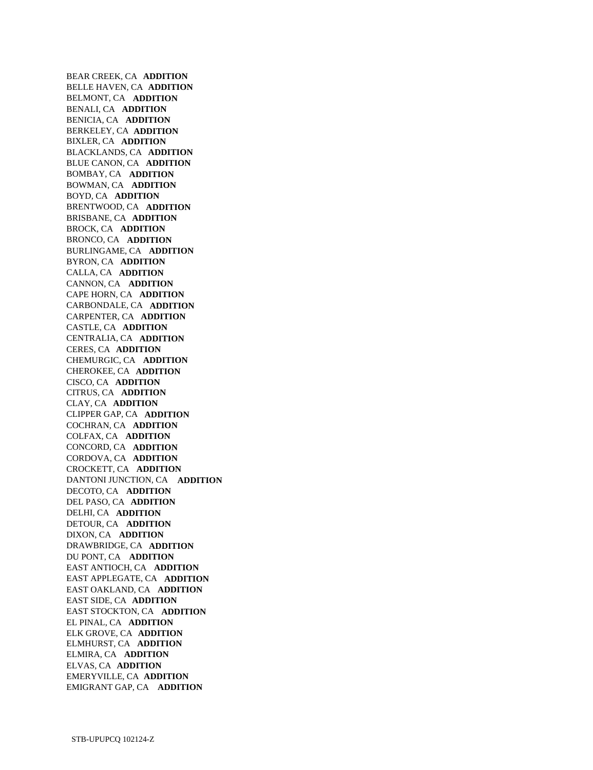BEAR CREEK, CA **ADDITION**
BELLE HAVEN, CA **ADDITION**
BELMONT, CA **ADDITION**
BENALI, CA **ADDITION**
BENICIA, CA **ADDITION**
BERKELEY, CA **ADDITION**
BIXLER, CA **ADDITION**
BLACKLANDS, CA **ADDITION**
BLUE CANON, CA **ADDITION**
BOMBAY, CA **ADDITION**
BOWMAN, CA **ADDITION**
BOYD, CA **ADDITION**
BRENTWOOD, CA **ADDITION**
BRISBANE, CA **ADDITION**
BROCK, CA **ADDITION**
BRONCO, CA **ADDITION**
BURLINGAME, CA **ADDITION**
BYRON, CA **ADDITION**
CALLA, CA **ADDITION**
CANNON, CA **ADDITION**
CAPE HORN, CA **ADDITION**
CARBONDALE, CA **ADDITION**
CARPENTER, CA **ADDITION**
CASTLE, CA **ADDITION**
CENTRALIA, CA **ADDITION**
CERES, CA **ADDITION**
CHEMURGIC, CA **ADDITION**
CHEROKEE, CA **ADDITION**
CISCO, CA **ADDITION**
CITRUS, CA **ADDITION**
CLAY, CA **ADDITION**
CLIPPER GAP, CA **ADDITION**
COCHRAN, CA **ADDITION**
COLFAX, CA **ADDITION**
CONCORD, CA **ADDITION**
CORDOVA, CA **ADDITION**
CROCKETT, CA **ADDITION**
DANTONI JUNCTION, CA **ADDITION**
DECOTO, CA **ADDITION**
DEL PASO, CA **ADDITION**
DELHI, CA **ADDITION**
DETOUR, CA **ADDITION**
DIXON, CA **ADDITION**
DRAWBRIDGE, CA **ADDITION**
DU PONT, CA **ADDITION**
EAST ANTIOCH, CA **ADDITION**
EAST APPLEGATE, CA **ADDITION**
EAST OAKLAND, CA **ADDITION**
EAST SIDE, CA **ADDITION**
EAST STOCKTON, CA **ADDITION**
EL PINAL, CA **ADDITION**
ELK GROVE, CA **ADDITION**
ELMHURST, CA **ADDITION**
ELMIRA, CA **ADDITION**
ELVAS, CA **ADDITION**
EMERYVILLE, CA **ADDITION**
EMIGRANT GAP, CA **ADDITION**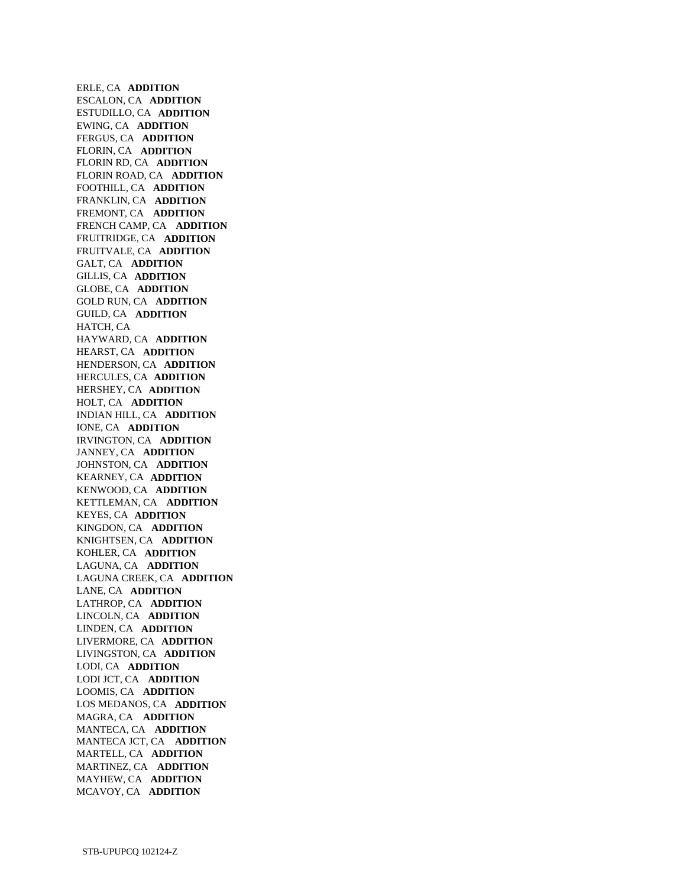ERLE, CA **ADDITION**
ESCALON, CA **ADDITION**
ESTUDILLO, CA **ADDITION**
EWING, CA **ADDITION**
FERGUS, CA **ADDITION**
FLORIN, CA **ADDITION**
FLORIN RD, CA **ADDITION**
FLORIN ROAD, CA **ADDITION**
FOOTHILL, CA **ADDITION**
FRANKLIN, CA **ADDITION**
FREMONT, CA **ADDITION**
FRENCH CAMP, CA **ADDITION**
FRUITRIDGE, CA **ADDITION**
FRUITVALE, CA **ADDITION**
GALT, CA **ADDITION**
GILLIS, CA **ADDITION**
GLOBE, CA **ADDITION**
GOLD RUN, CA **ADDITION**
GUILD, CA **ADDITION**
HATCH, CA
HAYWARD, CA **ADDITION**
HEARST, CA **ADDITION**
HENDERSON, CA **ADDITION**
HERCULES, CA **ADDITION**
HERSHEY, CA **ADDITION**
HOLT, CA **ADDITION**
INDIAN HILL, CA **ADDITION**
IONE, CA **ADDITION**
IRVINGTON, CA **ADDITION**
JANNEY, CA **ADDITION**
JOHNSTON, CA **ADDITION**
KEARNEY, CA **ADDITION**
KENWOOD, CA **ADDITION**
KETTLEMAN, CA **ADDITION**
KEYES, CA **ADDITION**
KINGDON, CA **ADDITION**
KNIGHTSEN, CA **ADDITION**
KOHLER, CA **ADDITION**
LAGUNA, CA **ADDITION**
LAGUNA CREEK, CA **ADDITION**
LANE, CA **ADDITION**
LATHROP, CA **ADDITION**
LINCOLN, CA **ADDITION**
LINDEN, CA **ADDITION**
LIVERMORE, CA **ADDITION**
LIVINGSTON, CA **ADDITION**
LODI, CA **ADDITION**
LODI JCT, CA **ADDITION**
LOOMIS, CA **ADDITION**
LOS MEDANOS, CA **ADDITION**
MAGRA, CA **ADDITION**
MANTECA, CA **ADDITION**
MANTECA JCT, CA **ADDITION**
MARTELL, CA **ADDITION**
MARTINEZ, CA **ADDITION**
MAYHEW, CA **ADDITION**
MCAVOY, CA **ADDITION**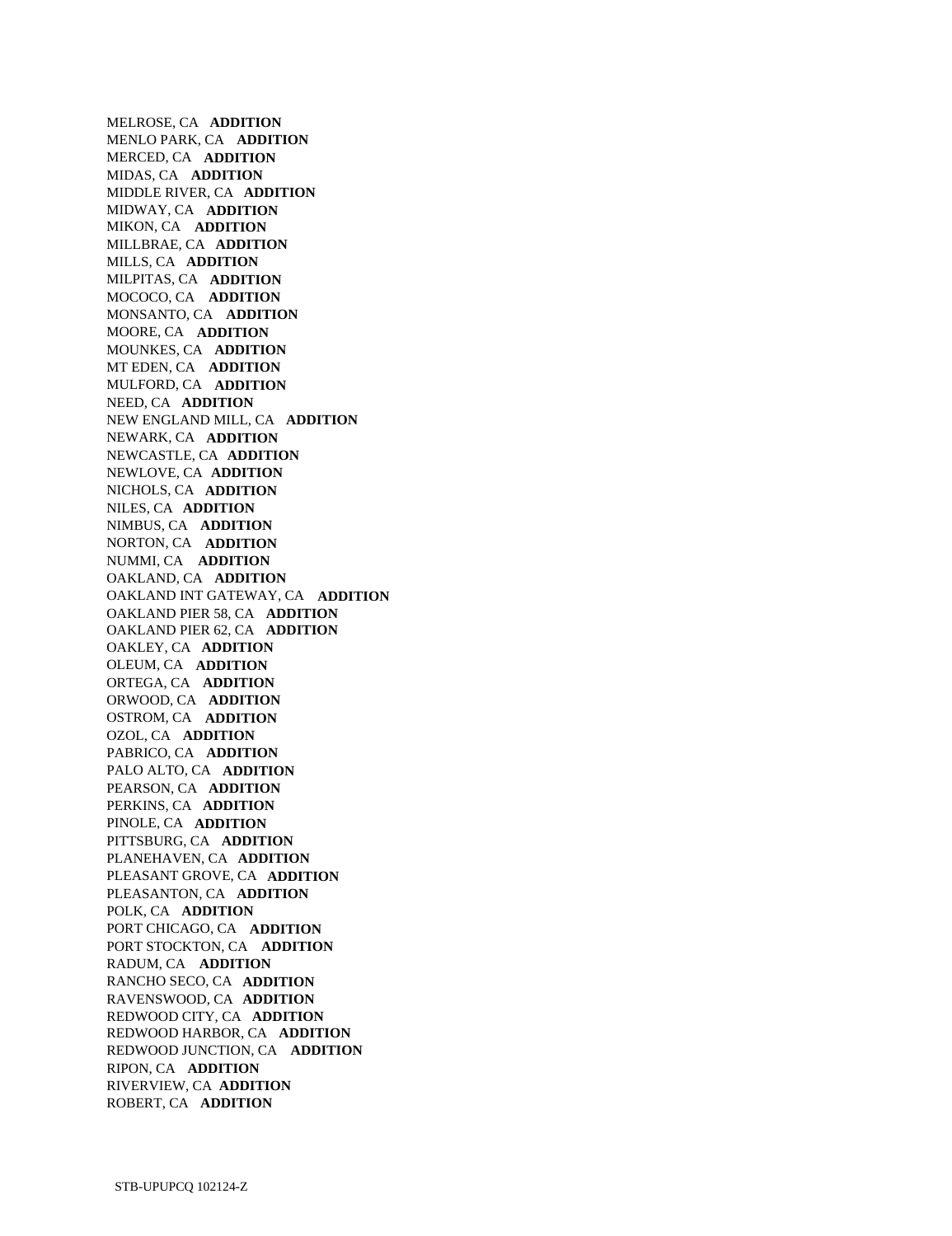MELROSE, CA **ADDITION**
MENLO PARK, CA **ADDITION**
MERCED, CA **ADDITION**
MIDAS, CA **ADDITION**
MIDDLE RIVER, CA **ADDITION**
MIDWAY, CA **ADDITION**
MIKON, CA **ADDITION**
MILLBRAE, CA **ADDITION**
MILLS, CA **ADDITION**
MILPITAS, CA **ADDITION**
MOCOCO, CA **ADDITION**
MONSANTO, CA **ADDITION**
MOORE, CA **ADDITION**
MOUNKES, CA **ADDITION**
MT EDEN, CA **ADDITION**
MULFORD, CA **ADDITION**
NEED, CA **ADDITION**
NEW ENGLAND MILL, CA **ADDITION**
NEWARK, CA **ADDITION**
NEWCASTLE, CA **ADDITION**
NEWLOVE, CA **ADDITION**
NICHOLS, CA **ADDITION**
NILES, CA **ADDITION**
NIMBUS, CA **ADDITION**
NORTON, CA **ADDITION**
NUMMI, CA **ADDITION**
OAKLAND, CA **ADDITION**
OAKLAND INT GATEWAY, CA **ADDITION**
OAKLAND PIER 58, CA **ADDITION**
OAKLAND PIER 62, CA **ADDITION**
OAKLEY, CA **ADDITION**
OLEUM, CA **ADDITION**
ORTEGA, CA **ADDITION**
ORWOOD, CA **ADDITION**
OSTROM, CA **ADDITION**
OZOL, CA **ADDITION**
PABRICO, CA **ADDITION**
PALO ALTO, CA **ADDITION**
PEARSON, CA **ADDITION**
PERKINS, CA **ADDITION**
PINOLE, CA **ADDITION**
PITTSBURG, CA **ADDITION**
PLANEHAVEN, CA **ADDITION**
PLEASANT GROVE, CA **ADDITION**
PLEASANTON, CA **ADDITION**
POLK, CA **ADDITION**
PORT CHICAGO, CA **ADDITION**
PORT STOCKTON, CA **ADDITION**
RADUM, CA **ADDITION**
RANCHO SECO, CA **ADDITION**
RAVENSWOOD, CA **ADDITION**
REDWOOD CITY, CA **ADDITION**
REDWOOD HARBOR, CA **ADDITION**
REDWOOD JUNCTION, CA **ADDITION**
RIPON, CA **ADDITION**
RIVERVIEW, CA **ADDITION**
ROBERT, CA **ADDITION**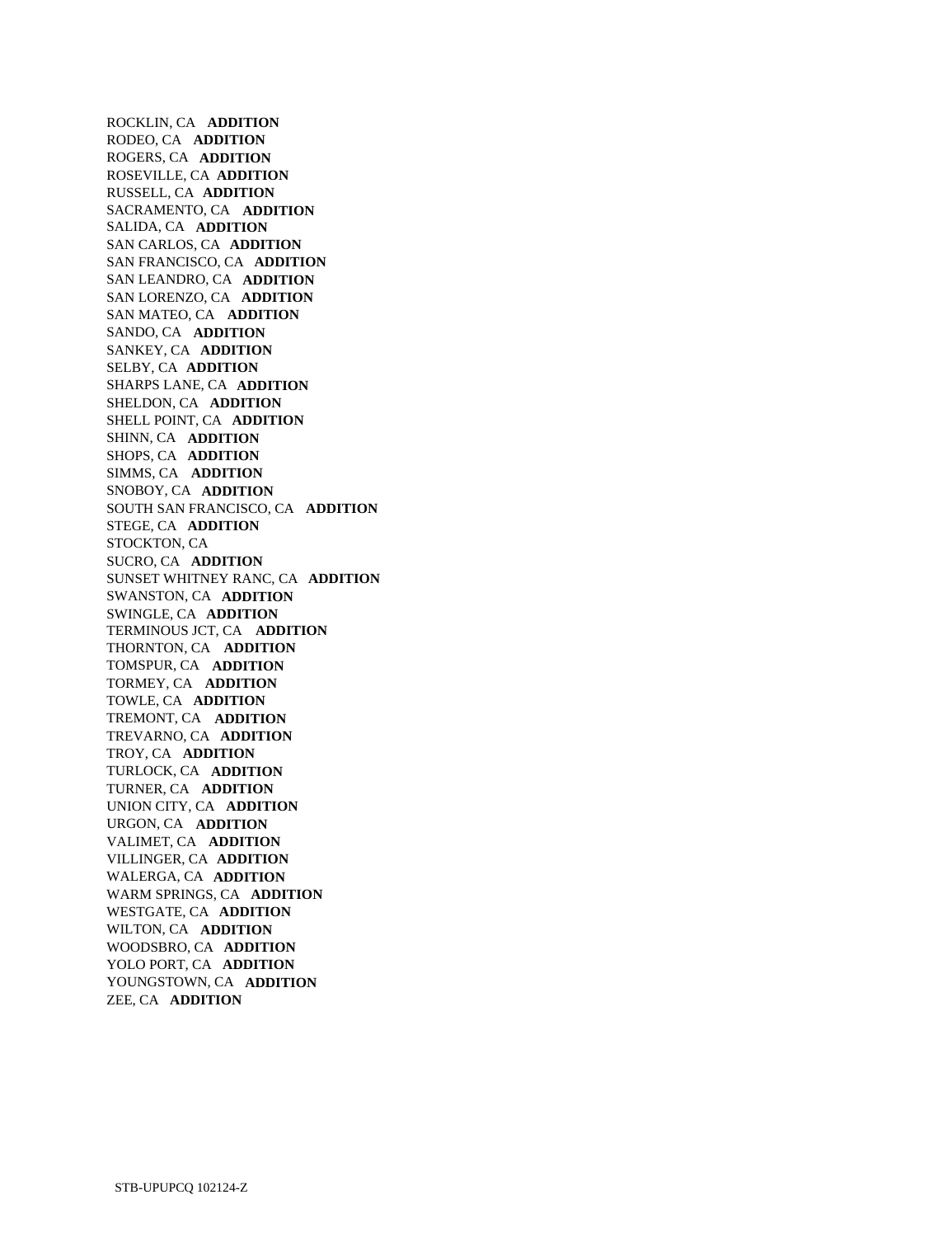ROCKLIN, CA **ADDITION**
RODEO, CA **ADDITION**
ROGERS, CA **ADDITION**
ROSEVILLE, CA **ADDITION**
RUSSELL, CA **ADDITION**
SACRAMENTO, CA **ADDITION**
SALIDA, CA **ADDITION**
SAN CARLOS, CA **ADDITION**
SAN FRANCISCO, CA **ADDITION**
SAN LEANDRO, CA **ADDITION**
SAN LORENZO, CA **ADDITION**
SAN MATEO, CA **ADDITION**
SANDO, CA **ADDITION**
SANKEY, CA **ADDITION**
SELBY, CA **ADDITION**
SHARPS LANE, CA **ADDITION**
SHELDON, CA **ADDITION**
SHELL POINT, CA **ADDITION**
SHINN, CA **ADDITION**
SHOPS, CA **ADDITION**
SIMMS, CA **ADDITION**
SNOBOY, CA **ADDITION**
SOUTH SAN FRANCISCO, CA **ADDITION**
STEGE, CA **ADDITION**
STOCKTON, CA
SUCRO, CA **ADDITION**
SUNSET WHITNEY RANC, CA **ADDITION**
SWANSTON, CA **ADDITION**
SWINGLE, CA **ADDITION**
TERMINOUS JCT, CA **ADDITION**
THORNTON, CA **ADDITION**
TOMSPUR, CA **ADDITION**
TORMEY, CA **ADDITION**
TOWLE, CA **ADDITION**
TREMONT, CA **ADDITION**
TREVARNO, CA **ADDITION**
TROY, CA **ADDITION**
TURLOCK, CA **ADDITION**
TURNER, CA **ADDITION**
UNION CITY, CA **ADDITION**
URGON, CA **ADDITION**
VALIMET, CA **ADDITION**
VILLINGER, CA **ADDITION**
WALERGA, CA **ADDITION**
WARM SPRINGS, CA **ADDITION**
WESTGATE, CA **ADDITION**
WILTON, CA **ADDITION**
WOODSBRO, CA **ADDITION**
YOLO PORT, CA **ADDITION**
YOUNGSTOWN, CA **ADDITION**
ZEE, CA **ADDITION**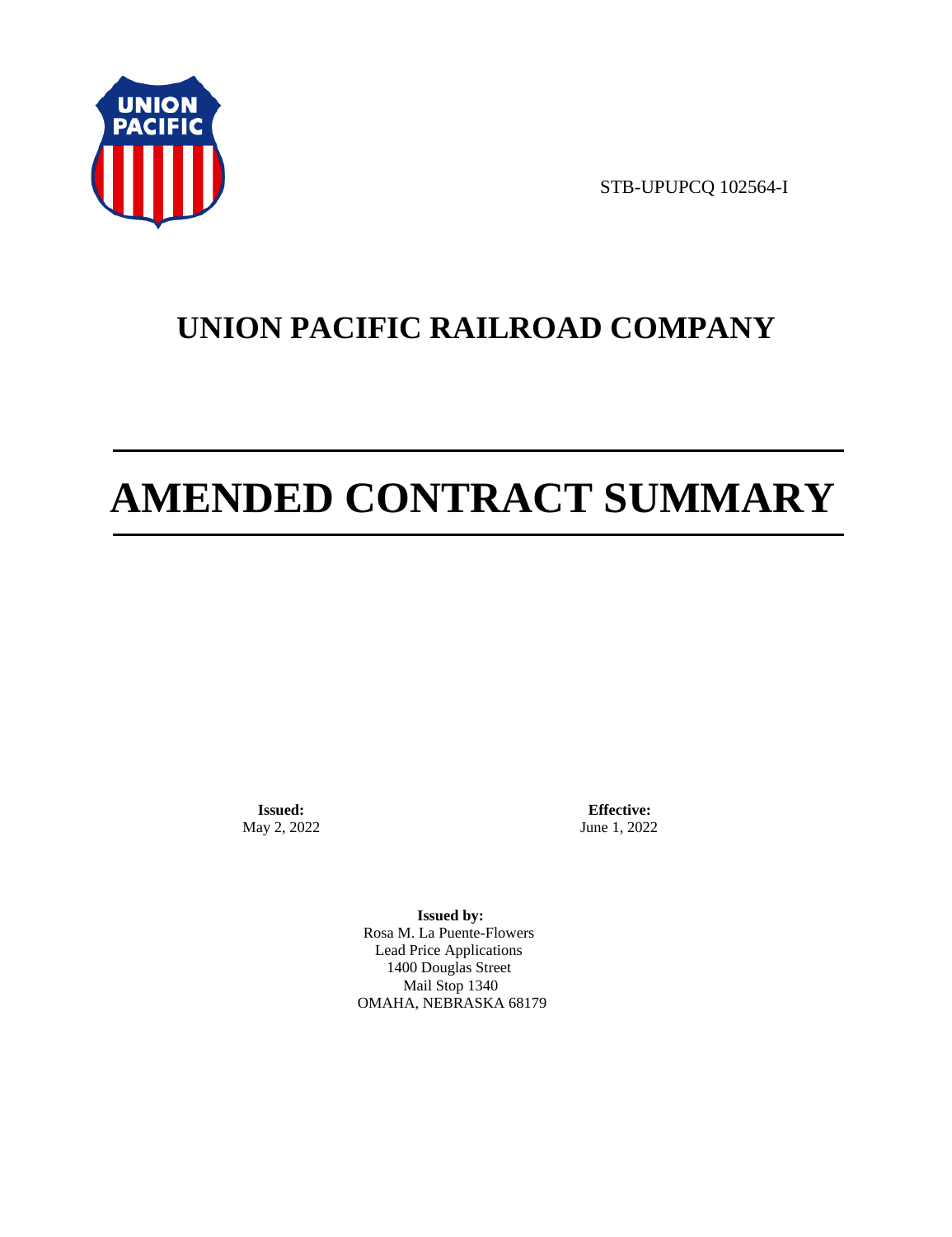STB-UPUPCQ 102564-I

# UNION PACIFIC RAILROAD COMPANY

# AMENDED CONTRACT SUMMARY

**Issued:**
May 2, 2022

**Effective:**
June 1, 2022

**Issued by:**
Rosa M. La Puente-Flowers
Lead Price Applications
1400 Douglas Street
Mail Stop 1340
OMAHA, NEBRASKA 68179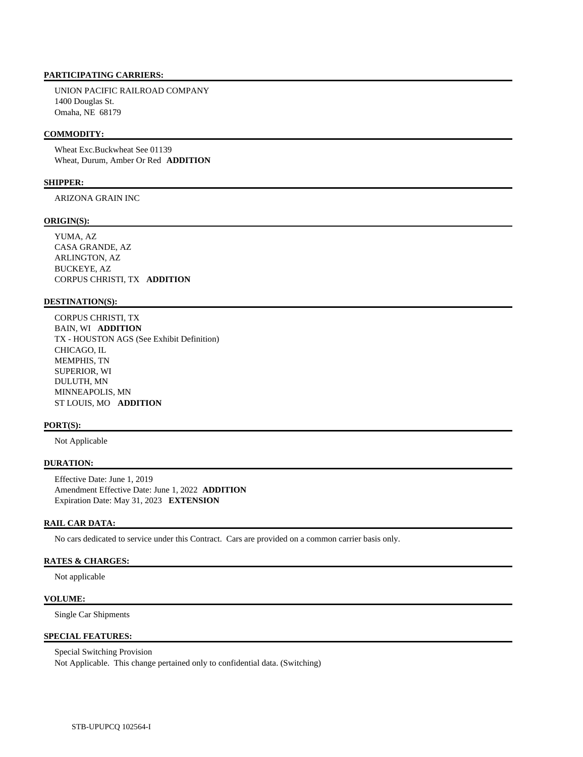#### PARTICIPATING CARRIERS:

UNION PACIFIC RAILROAD COMPANY
1400 Douglas St.
Omaha, NE 68179

#### COMMODITY:

Wheat Exc.Buckwheat See 01139
Wheat, Durum, Amber Or Red **ADDITION**

#### SHIPPER:

ARIZONA GRAIN INC

#### ORIGIN(S):

YUMA, AZ
CASA GRANDE, AZ
ARLINGTON, AZ
BUCKEYE, AZ
CORPUS CHRISTI, TX **ADDITION**

#### DESTINATION(S):

CORPUS CHRISTI, TX
BAIN, WI **ADDITION**
TX - HOUSTON AGS (See Exhibit Definition)
CHICAGO, IL
MEMPHIS, TN
SUPERIOR, WI
DULUTH, MN
MINNEAPOLIS, MN
ST LOUIS, MO **ADDITION**

#### PORT(S):

Not Applicable

#### DURATION:

Effective Date: June 1, 2019
Amendment Effective Date: June 1, 2022 **ADDITION**
Expiration Date: May 31, 2023 **EXTENSION**

#### RAIL CAR DATA:

No cars dedicated to service under this Contract. Cars are provided on a common carrier basis only.

#### RATES & CHARGES:

Not applicable

#### VOLUME:

Single Car Shipments

#### SPECIAL FEATURES:

Special Switching Provision
Not Applicable. This change pertained only to confidential data. (Switching)

STB-UPUPCQ 102564-I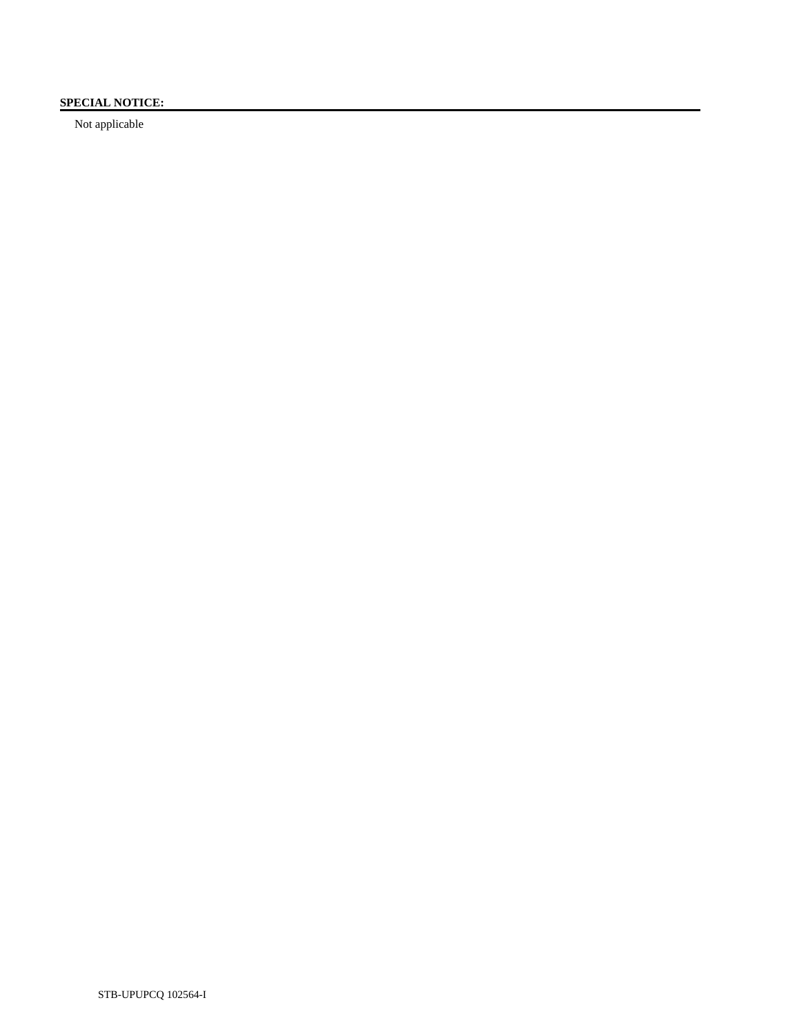**SPECIAL NOTICE:**

Not applicable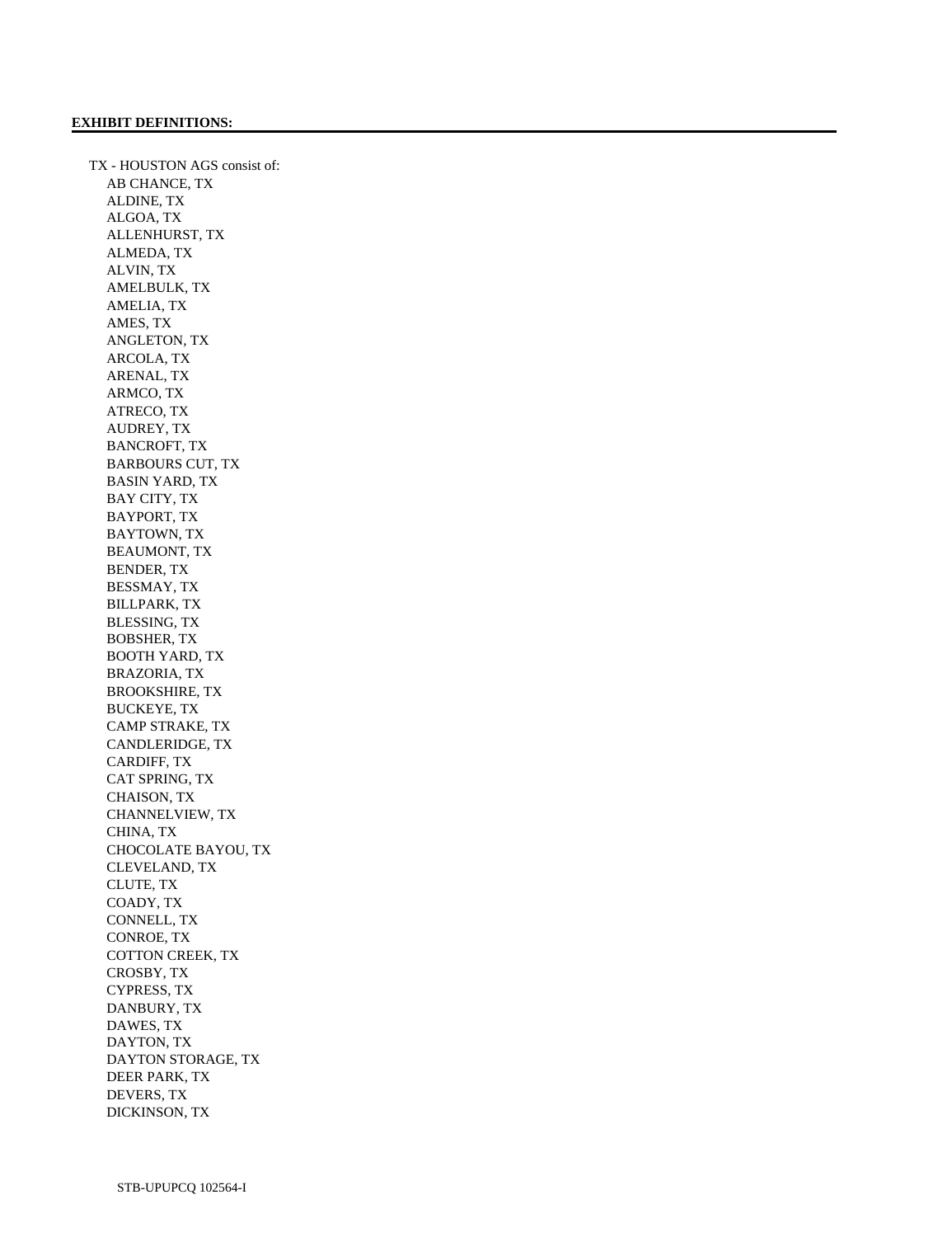**EXHIBIT DEFINITIONS:**

TX - HOUSTON AGS consist of:

- AB CHANCE, TX
- ALDINE, TX
- ALGOA, TX
- ALLENHURST, TX
- ALMEDA, TX
- ALVIN, TX
- AMELBULK, TX
- AMELIA, TX
- AMES, TX
- ANGLETON, TX
- ARCOLA, TX
- ARENAL, TX
- ARMCO, TX
- ATRECO, TX
- AUDREY, TX
- BANCROFT, TX
- BARBOURS CUT, TX
- BASIN YARD, TX
- BAY CITY, TX
- BAYPORT, TX
- BAYTOWN, TX
- BEAUMONT, TX
- BENDER, TX
- BESSMAY, TX
- BILLPARK, TX
- BLESSING, TX
- BOBSHER, TX
- BOOTH YARD, TX
- BRAZORIA, TX
- BROOKSHIRE, TX
- BUCKEYE, TX
- CAMP STRAKE, TX
- CANDLERIDGE, TX
- CARDIFF, TX
- CAT SPRING, TX
- CHAISON, TX
- CHANNELVIEW, TX
- CHINA, TX
- CHOCOLATE BAYOU, TX
- CLEVELAND, TX
- CLUTE, TX
- COADY, TX
- CONNELL, TX
- CONROE, TX
- COTTON CREEK, TX
- CROSBY, TX
- CYPRESS, TX
- DANBURY, TX
- DAWES, TX
- DAYTON, TX
- DAYTON STORAGE, TX
- DEER PARK, TX
- DEVERS, TX
- DICKINSON, TX

STB-UPUPCQ 102564-I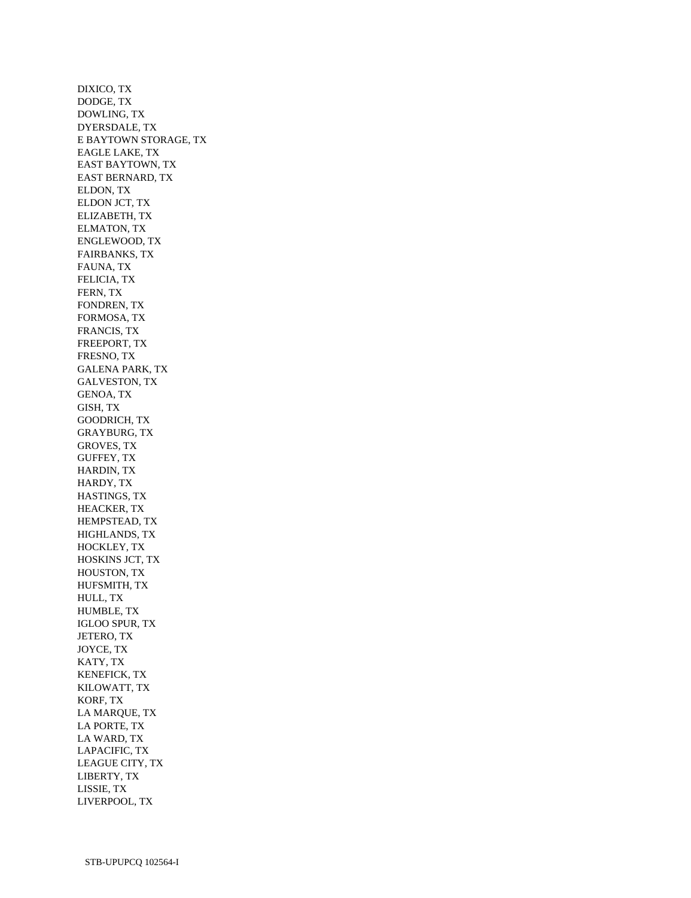DIXICO, TX
DODGE, TX
DOWLING, TX
DYERSDALE, TX
E BAYTOWN STORAGE, TX
EAGLE LAKE, TX
EAST BAYTOWN, TX
EAST BERNARD, TX
ELDON, TX
ELDON JCT, TX
ELIZABETH, TX
ELMATON, TX
ENGLEWOOD, TX
FAIRBANKS, TX
FAUNA, TX
FELICIA, TX
FERN, TX
FONDREN, TX
FORMOSA, TX
FRANCIS, TX
FREEPORT, TX
FRESNO, TX
GALENA PARK, TX
GALVESTON, TX
GENOA, TX
GISH, TX
GOODRICH, TX
GRAYBURG, TX
GROVES, TX
GUFFEY, TX
HARDIN, TX
HARDY, TX
HASTINGS, TX
HEACKER, TX
HEMPSTEAD, TX
HIGHLANDS, TX
HOCKLEY, TX
HOSKINS JCT, TX
HOUSTON, TX
HUFSMITH, TX
HULL, TX
HUMBLE, TX
IGLOO SPUR, TX
JETERO, TX
JOYCE, TX
KATY, TX
KENEFICK, TX
KILOWATT, TX
KORF, TX
LA MARQUE, TX
LA PORTE, TX
LA WARD, TX
LAPACIFIC, TX
LEAGUE CITY, TX
LIBERTY, TX
LISSIE, TX
LIVERPOOL, TX

STB-UPUPCQ 102564-I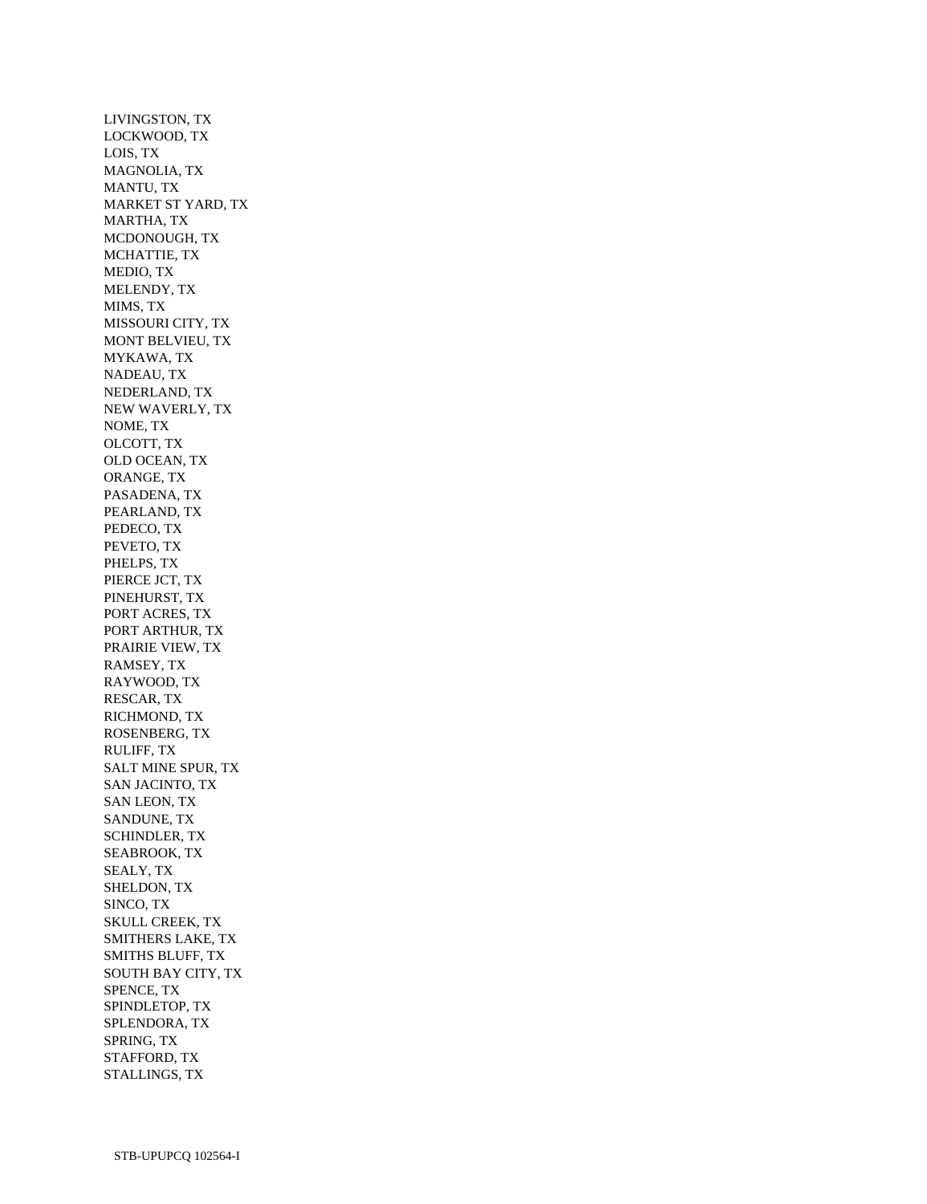LIVINGSTON, TX
LOCKWOOD, TX
LOIS, TX
MAGNOLIA, TX
MANTU, TX
MARKET ST YARD, TX
MARTHA, TX
MCDONOUGH, TX
MCHATTIE, TX
MEDIO, TX
MELENDY, TX
MIMS, TX
MISSOURI CITY, TX
MONT BELVIEU, TX
MYKAWA, TX
NADEAU, TX
NEDERLAND, TX
NEW WAVERLY, TX
NOME, TX
OLCOTT, TX
OLD OCEAN, TX
ORANGE, TX
PASADENA, TX
PEARLAND, TX
PEDECO, TX
PEVETO, TX
PHELPS, TX
PIERCE JCT, TX
PINEHURST, TX
PORT ACRES, TX
PORT ARTHUR, TX
PRAIRIE VIEW, TX
RAMSEY, TX
RAYWOOD, TX
RESCAR, TX
RICHMOND, TX
ROSENBERG, TX
RULIFF, TX
SALT MINE SPUR, TX
SAN JACINTO, TX
SAN LEON, TX
SANDUNE, TX
SCHINDLER, TX
SEABROOK, TX
SEALY, TX
SHELDON, TX
SINCO, TX
SKULL CREEK, TX
SMITHERS LAKE, TX
SMITHS BLUFF, TX
SOUTH BAY CITY, TX
SPENCE, TX
SPINDLETOP, TX
SPLENDORA, TX
SPRING, TX
STAFFORD, TX
STALLINGS, TX

STB-UPUPCQ 102564-I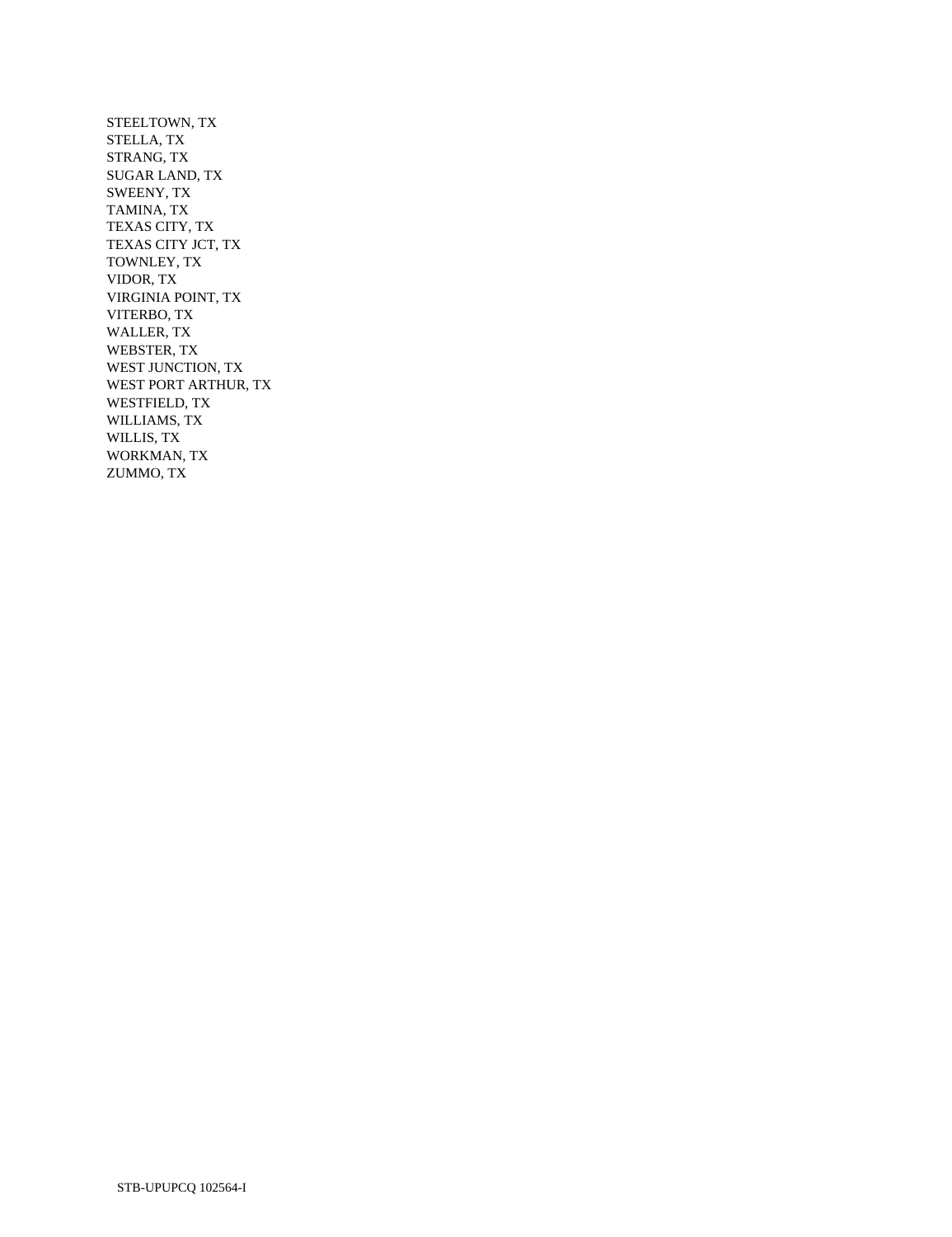STEELTOWN, TX
STELLA, TX
STRANG, TX
SUGAR LAND, TX
SWEENY, TX
TAMINA, TX
TEXAS CITY, TX
TEXAS CITY JCT, TX
TOWNLEY, TX
VIDOR, TX
VIRGINIA POINT, TX
VITERBO, TX
WALLER, TX
WEBSTER, TX
WEST JUNCTION, TX
WEST PORT ARTHUR, TX
WESTFIELD, TX
WILLIAMS, TX
WILLIS, TX
WORKMAN, TX
ZUMMO, TX